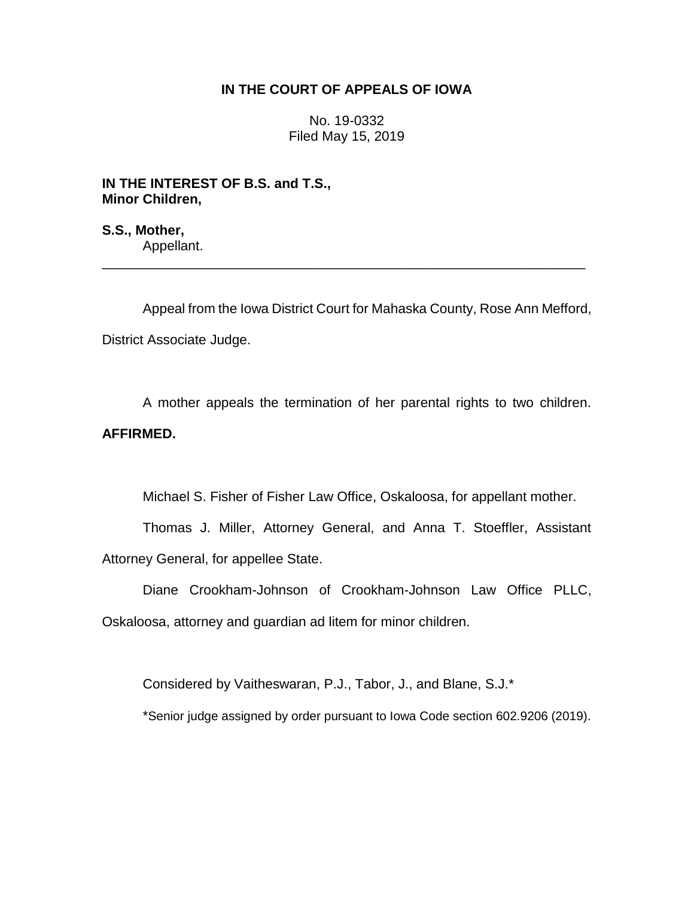**IN THE COURT OF APPEALS OF IOWA**

No. 19-0332
Filed May 15, 2019

**IN THE INTEREST OF B.S. and T.S., Minor Children,**

**S.S., Mother,**
Appellant.

---

Appeal from the Iowa District Court for Mahaska County, Rose Ann Mefford, District Associate Judge.

A mother appeals the termination of her parental rights to two children. **AFFIRMED.**

Michael S. Fisher of Fisher Law Office, Oskaloosa, for appellant mother.

Thomas J. Miller, Attorney General, and Anna T. Stoeffler, Assistant Attorney General, for appellee State.

Diane Crookham-Johnson of Crookham-Johnson Law Office PLLC, Oskaloosa, attorney and guardian ad litem for minor children.

Considered by Vaitheswaran, P.J., Tabor, J., and Blane, S.J.*

*Senior judge assigned by order pursuant to Iowa Code section 602.9206 (2019).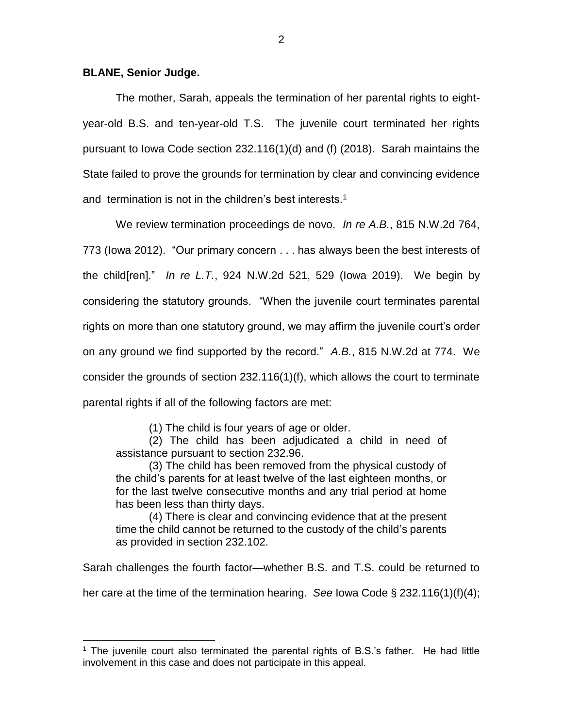**BLANE, Senior Judge.**

The mother, Sarah, appeals the termination of her parental rights to eight-year-old B.S. and ten-year-old T.S. The juvenile court terminated her rights pursuant to Iowa Code section 232.116(1)(d) and (f) (2018). Sarah maintains the State failed to prove the grounds for termination by clear and convincing evidence and termination is not in the children's best interests.[1]

We review termination proceedings de novo. *In re A.B.*, 815 N.W.2d 764, 773 (Iowa 2012). "Our primary concern . . . has always been the best interests of the child[ren]." *In re L.T.*, 924 N.W.2d 521, 529 (Iowa 2019). We begin by considering the statutory grounds. "When the juvenile court terminates parental rights on more than one statutory ground, we may affirm the juvenile court's order on any ground we find supported by the record." *A.B.*, 815 N.W.2d at 774. We consider the grounds of section 232.116(1)(f), which allows the court to terminate parental rights if all of the following factors are met:

> (1) The child is four years of age or older.
>
> (2) The child has been adjudicated a child in need of assistance pursuant to section 232.96.
>
> (3) The child has been removed from the physical custody of the child's parents for at least twelve of the last eighteen months, or for the last twelve consecutive months and any trial period at home has been less than thirty days.
>
> (4) There is clear and convincing evidence that at the present time the child cannot be returned to the custody of the child's parents as provided in section 232.102.

Sarah challenges the fourth factor—whether B.S. and T.S. could be returned to her care at the time of the termination hearing. *See* Iowa Code § 232.116(1)(f)(4);

[1] The juvenile court also terminated the parental rights of B.S.'s father. He had little involvement in this case and does not participate in this appeal.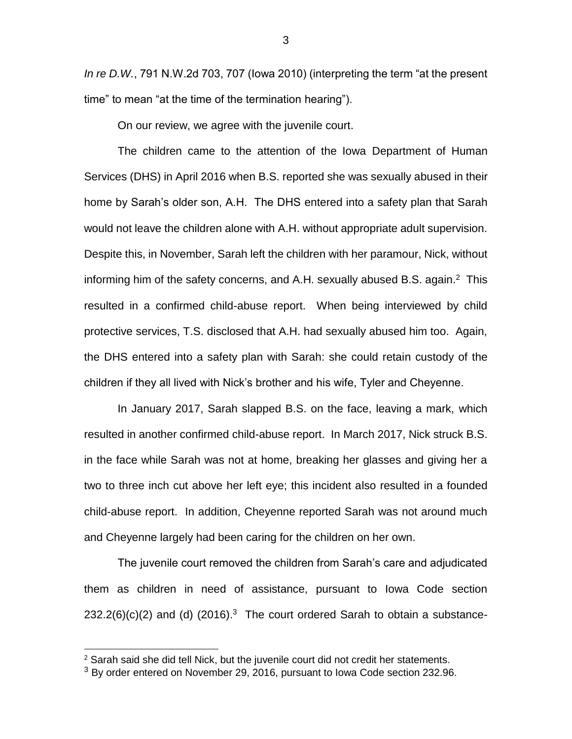*In re D.W.*, 791 N.W.2d 703, 707 (Iowa 2010) (interpreting the term "at the present time" to mean "at the time of the termination hearing").

On our review, we agree with the juvenile court.

The children came to the attention of the Iowa Department of Human Services (DHS) in April 2016 when B.S. reported she was sexually abused in their home by Sarah's older son, A.H. The DHS entered into a safety plan that Sarah would not leave the children alone with A.H. without appropriate adult supervision. Despite this, in November, Sarah left the children with her paramour, Nick, without informing him of the safety concerns, and A.H. sexually abused B.S. again.[2] This resulted in a confirmed child-abuse report. When being interviewed by child protective services, T.S. disclosed that A.H. had sexually abused him too. Again, the DHS entered into a safety plan with Sarah: she could retain custody of the children if they all lived with Nick's brother and his wife, Tyler and Cheyenne.

In January 2017, Sarah slapped B.S. on the face, leaving a mark, which resulted in another confirmed child-abuse report. In March 2017, Nick struck B.S. in the face while Sarah was not at home, breaking her glasses and giving her a two to three inch cut above her left eye; this incident also resulted in a founded child-abuse report. In addition, Cheyenne reported Sarah was not around much and Cheyenne largely had been caring for the children on her own.

The juvenile court removed the children from Sarah's care and adjudicated them as children in need of assistance, pursuant to Iowa Code section 232.2(6)(c)(2) and (d) (2016).[3] The court ordered Sarah to obtain a substance-

---

[2] Sarah said she did tell Nick, but the juvenile court did not credit her statements.

[3] By order entered on November 29, 2016, pursuant to Iowa Code section 232.96.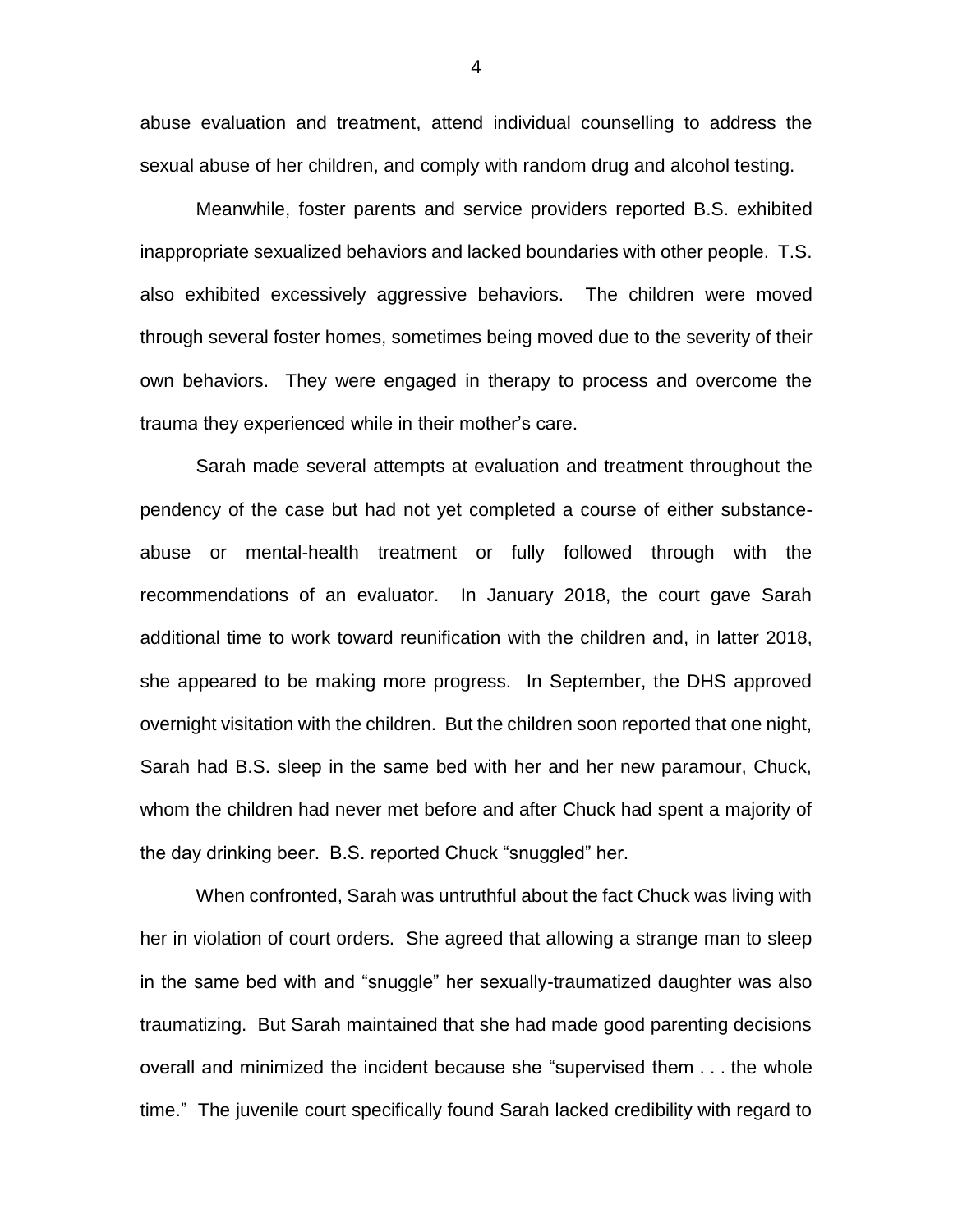abuse evaluation and treatment, attend individual counselling to address the sexual abuse of her children, and comply with random drug and alcohol testing.

Meanwhile, foster parents and service providers reported B.S. exhibited inappropriate sexualized behaviors and lacked boundaries with other people. T.S. also exhibited excessively aggressive behaviors. The children were moved through several foster homes, sometimes being moved due to the severity of their own behaviors. They were engaged in therapy to process and overcome the trauma they experienced while in their mother's care.

Sarah made several attempts at evaluation and treatment throughout the pendency of the case but had not yet completed a course of either substance-abuse or mental-health treatment or fully followed through with the recommendations of an evaluator. In January 2018, the court gave Sarah additional time to work toward reunification with the children and, in latter 2018, she appeared to be making more progress. In September, the DHS approved overnight visitation with the children. But the children soon reported that one night, Sarah had B.S. sleep in the same bed with her and her new paramour, Chuck, whom the children had never met before and after Chuck had spent a majority of the day drinking beer. B.S. reported Chuck "snuggled" her.

When confronted, Sarah was untruthful about the fact Chuck was living with her in violation of court orders. She agreed that allowing a strange man to sleep in the same bed with and "snuggle" her sexually-traumatized daughter was also traumatizing. But Sarah maintained that she had made good parenting decisions overall and minimized the incident because she "supervised them . . . the whole time." The juvenile court specifically found Sarah lacked credibility with regard to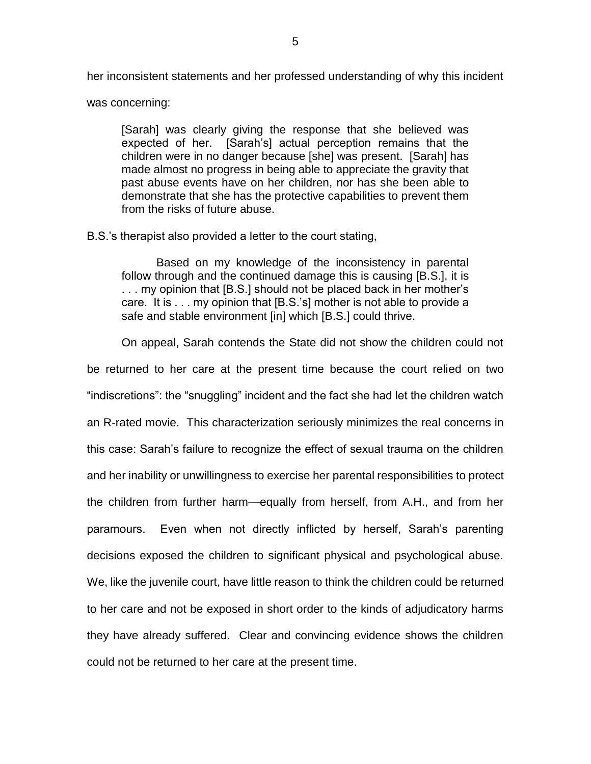her inconsistent statements and her professed understanding of why this incident was concerning:

> [Sarah] was clearly giving the response that she believed was expected of her. [Sarah's] actual perception remains that the children were in no danger because [she] was present. [Sarah] has made almost no progress in being able to appreciate the gravity that past abuse events have on her children, nor has she been able to demonstrate that she has the protective capabilities to prevent them from the risks of future abuse.

B.S.'s therapist also provided a letter to the court stating,

> Based on my knowledge of the inconsistency in parental follow through and the continued damage this is causing [B.S.], it is . . . my opinion that [B.S.] should not be placed back in her mother's care. It is . . . my opinion that [B.S.'s] mother is not able to provide a safe and stable environment [in] which [B.S.] could thrive.

On appeal, Sarah contends the State did not show the children could not be returned to her care at the present time because the court relied on two "indiscretions": the "snuggling" incident and the fact she had let the children watch an R-rated movie. This characterization seriously minimizes the real concerns in this case: Sarah's failure to recognize the effect of sexual trauma on the children and her inability or unwillingness to exercise her parental responsibilities to protect the children from further harm—equally from herself, from A.H., and from her paramours. Even when not directly inflicted by herself, Sarah's parenting decisions exposed the children to significant physical and psychological abuse. We, like the juvenile court, have little reason to think the children could be returned to her care and not be exposed in short order to the kinds of adjudicatory harms they have already suffered. Clear and convincing evidence shows the children could not be returned to her care at the present time.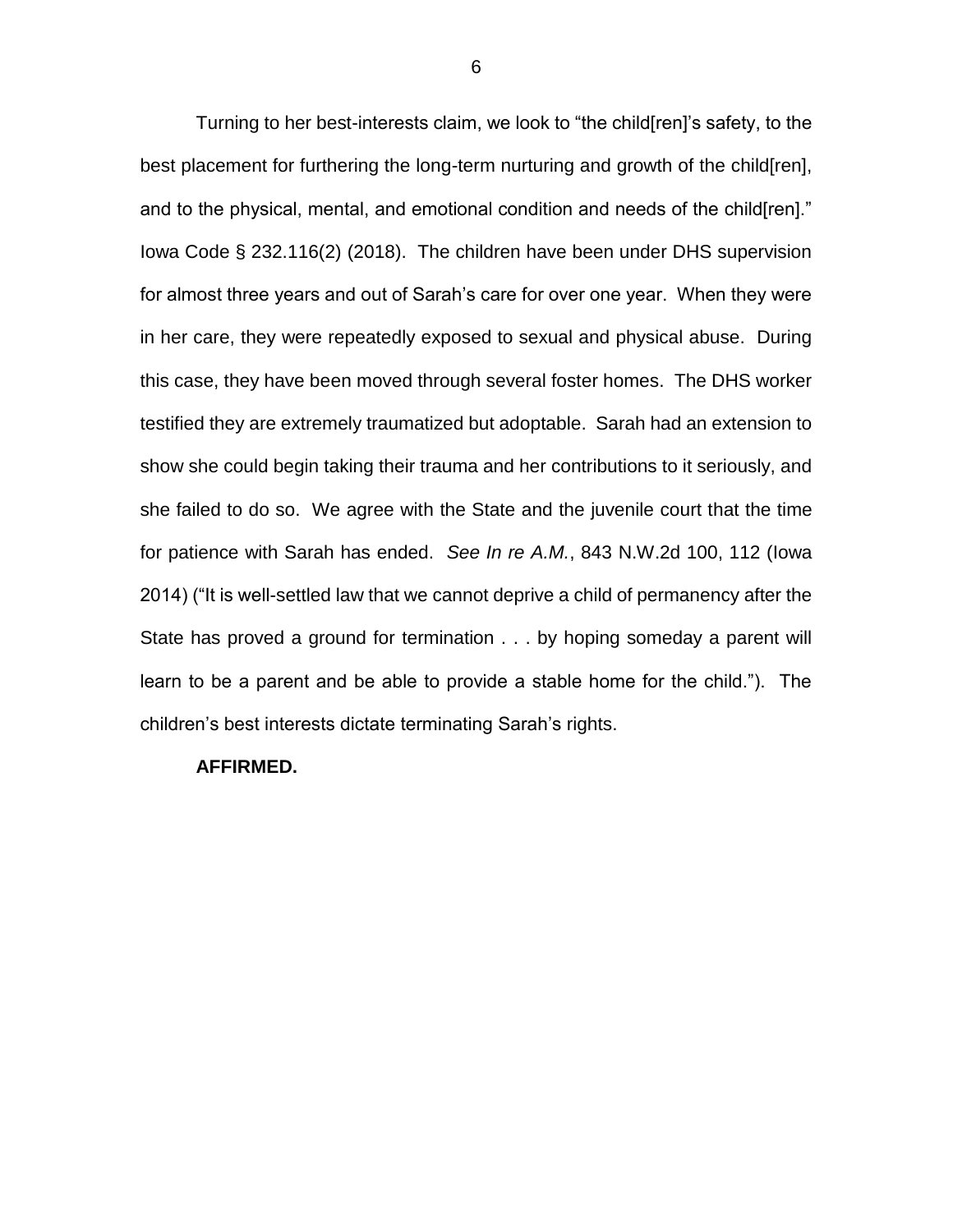Turning to her best-interests claim, we look to “the child[ren]'s safety, to the best placement for furthering the long-term nurturing and growth of the child[ren], and to the physical, mental, and emotional condition and needs of the child[ren].” Iowa Code § 232.116(2) (2018). The children have been under DHS supervision for almost three years and out of Sarah's care for over one year. When they were in her care, they were repeatedly exposed to sexual and physical abuse. During this case, they have been moved through several foster homes. The DHS worker testified they are extremely traumatized but adoptable. Sarah had an extension to show she could begin taking their trauma and her contributions to it seriously, and she failed to do so. We agree with the State and the juvenile court that the time for patience with Sarah has ended. *See In re A.M.*, 843 N.W.2d 100, 112 (Iowa 2014) (“It is well-settled law that we cannot deprive a child of permanency after the State has proved a ground for termination . . . by hoping someday a parent will learn to be a parent and be able to provide a stable home for the child.”). The children's best interests dictate terminating Sarah's rights.

**AFFIRMED.**